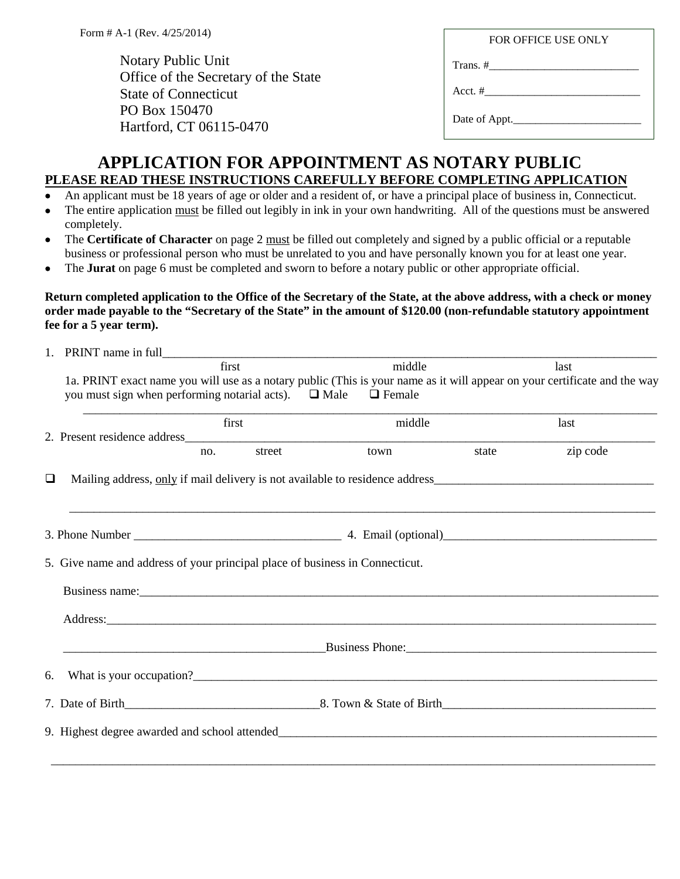Form # A-1 (Rev. 4/25/2014)

Notary Public Unit
Office of the Secretary of the State
State of Connecticut
PO Box 150470
Hartford, CT 06115-0470

| FOR OFFICE USE ONLY |
|---|
| Trans. #___________________________ |
| Acct. #___________________________ |
| Date of Appt.________________________ |

# APPLICATION FOR APPOINTMENT AS NOTARY PUBLIC

## PLEASE READ THESE INSTRUCTIONS CAREFULLY BEFORE COMPLETING APPLICATION

- An applicant must be 18 years of age or older and a resident of, or have a principal place of business in, Connecticut.
- The entire application must be filled out legibly in ink in your own handwriting. All of the questions must be answered completely.
- The **Certificate of Character** on page 2 must be filled out completely and signed by a public official or a reputable business or professional person who must be unrelated to you and have personally known you for at least one year.
- The **Jurat** on page 6 must be completed and sworn to before a notary public or other appropriate official.

**Return completed application to the Office of the Secretary of the State, at the above address, with a check or money order made payable to the "Secretary of the State" in the amount of $120.00 (non-refundable statutory appointment fee for a 5 year term).**

1. PRINT name in full______________________________________________________________________
   first                middle                last

   1a. PRINT exact name you will use as a notary public (This is your name as it will appear on your certificate and the way you must sign when performing notarial acts). ☐ Male ☐ Female

   ______________________________________________________________________
   first                middle                last

2. Present residence address______________________________________________________________________
   no.    street    town    state    zip code

☐ Mailing address, only if mail delivery is not available to residence address_______________________________

______________________________________________________________________

3. Phone Number ______________________________ 4. Email (optional)______________________________

5. Give name and address of your principal place of business in Connecticut.

   Business name:______________________________________________________________________

   Address:______________________________________________________________________

   ______________________________Business Phone:______________________________

6. What is your occupation?______________________________________________________________________

7. Date of Birth______________________________8. Town & State of Birth______________________________

9. Highest degree awarded and school attended______________________________________________________

______________________________________________________________________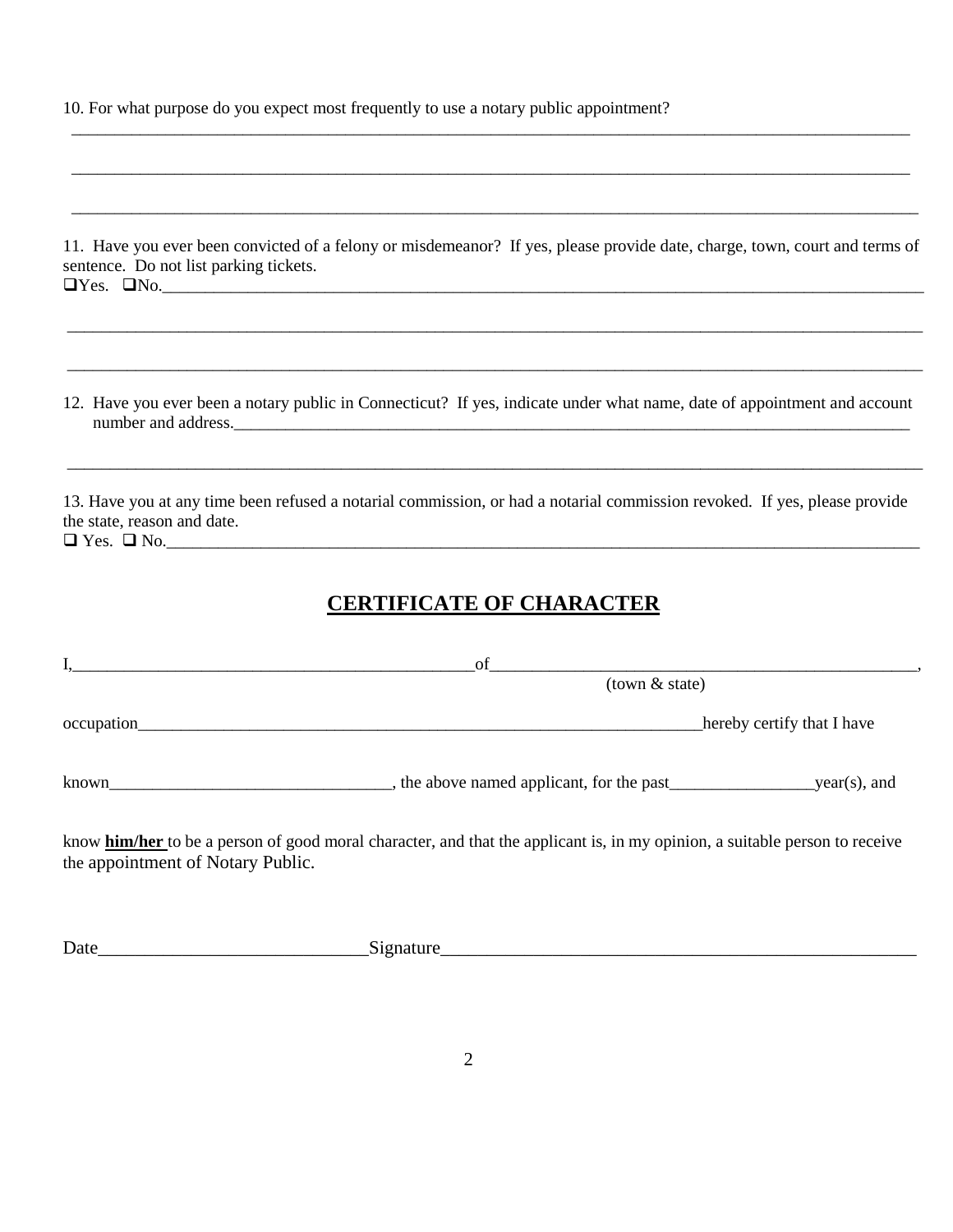10. For what purpose do you expect most frequently to use a notary public appointment?

______________________________________________________________________________________________

______________________________________________________________________________________________

______________________________________________________________________________________________

11. Have you ever been convicted of a felony or misdemeanor? If yes, please provide date, charge, town, court and terms of sentence. Do not list parking tickets.

❑Yes. ❑No.______________________________________________________________________________________

______________________________________________________________________________________________

______________________________________________________________________________________________

12. Have you ever been a notary public in Connecticut? If yes, indicate under what name, date of appointment and account number and address.__________________________________________________________________________

______________________________________________________________________________________________

13. Have you at any time been refused a notarial commission, or had a notarial commission revoked. If yes, please provide the state, reason and date.

❑ Yes. ❑ No.____________________________________________________________________________________

## CERTIFICATE OF CHARACTER

I,_____________________________________________of_______________________________________________,
(town & state)

occupation_______________________________________________________________hereby certify that I have

known______________________________, the above named applicant, for the past_______________year(s), and

know **him/her** to be a person of good moral character, and that the applicant is, in my opinion, a suitable person to receive the appointment of Notary Public.

Date___________________________Signature_________________________________________________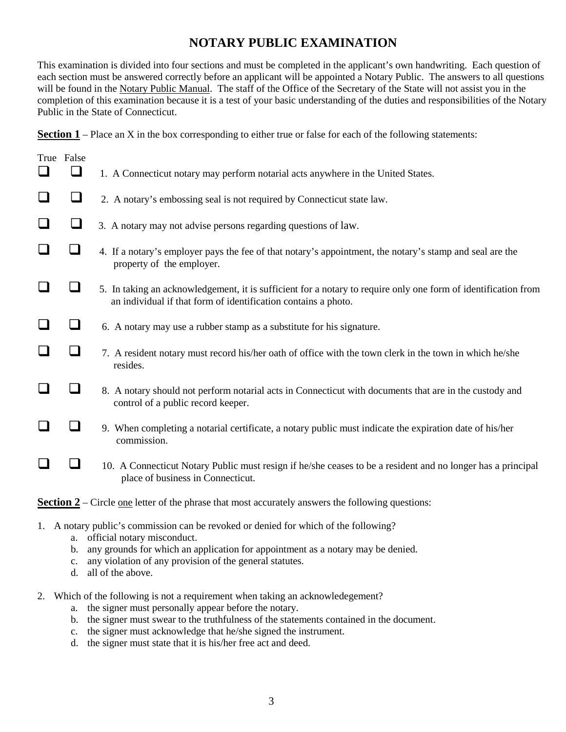# NOTARY PUBLIC EXAMINATION

This examination is divided into four sections and must be completed in the applicant's own handwriting. Each question of each section must be answered correctly before an applicant will be appointed a Notary Public. The answers to all questions will be found in the Notary Public Manual. The staff of the Office of the Secretary of the State will not assist you in the completion of this examination because it is a test of your basic understanding of the duties and responsibilities of the Notary Public in the State of Connecticut.

**Section 1** – Place an X in the box corresponding to either true or false for each of the following statements:

| True | False | |
|---|---|---|
| ☐ | ☐ | 1. A Connecticut notary may perform notarial acts anywhere in the United States. |
| ☐ | ☐ | 2. A notary's embossing seal is not required by Connecticut state law. |
| ☐ | ☐ | 3. A notary may not advise persons regarding questions of law. |
| ☐ | ☐ | 4. If a notary's employer pays the fee of that notary's appointment, the notary's stamp and seal are the property of the employer. |
| ☐ | ☐ | 5. In taking an acknowledgement, it is sufficient for a notary to require only one form of identification from an individual if that form of identification contains a photo. |
| ☐ | ☐ | 6. A notary may use a rubber stamp as a substitute for his signature. |
| ☐ | ☐ | 7. A resident notary must record his/her oath of office with the town clerk in the town in which he/she resides. |
| ☐ | ☐ | 8. A notary should not perform notarial acts in Connecticut with documents that are in the custody and control of a public record keeper. |
| ☐ | ☐ | 9. When completing a notarial certificate, a notary public must indicate the expiration date of his/her commission. |
| ☐ | ☐ | 10. A Connecticut Notary Public must resign if he/she ceases to be a resident and no longer has a principal place of business in Connecticut. |

**Section 2** – Circle one letter of the phrase that most accurately answers the following questions:

1. A notary public's commission can be revoked or denied for which of the following?
   a. official notary misconduct.
   b. any grounds for which an application for appointment as a notary may be denied.
   c. any violation of any provision of the general statutes.
   d. all of the above.

2. Which of the following is not a requirement when taking an acknowledegement?
   a. the signer must personally appear before the notary.
   b. the signer must swear to the truthfulness of the statements contained in the document.
   c. the signer must acknowledge that he/she signed the instrument.
   d. the signer must state that it is his/her free act and deed.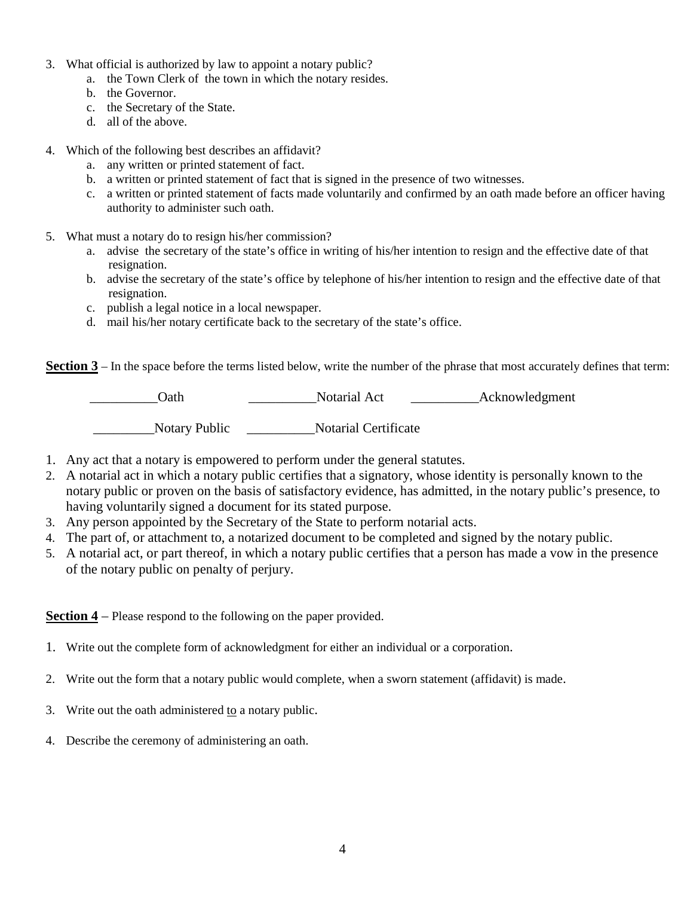3. What official is authorized by law to appoint a notary public?
    a. the Town Clerk of the town in which the notary resides.
    b. the Governor.
    c. the Secretary of the State.
    d. all of the above.

4. Which of the following best describes an affidavit?
    a. any written or printed statement of fact.
    b. a written or printed statement of fact that is signed in the presence of two witnesses.
    c. a written or printed statement of facts made voluntarily and confirmed by an oath made before an officer having authority to administer such oath.

5. What must a notary do to resign his/her commission?
    a. advise the secretary of the state's office in writing of his/her intention to resign and the effective date of that resignation.
    b. advise the secretary of the state's office by telephone of his/her intention to resign and the effective date of that resignation.
    c. publish a legal notice in a local newspaper.
    d. mail his/her notary certificate back to the secretary of the state's office.

**Section 3** – In the space before the terms listed below, write the number of the phrase that most accurately defines that term:

__________Oath     __________Notarial Act     __________Acknowledgment

_________Notary Public     __________Notarial Certificate

1. Any act that a notary is empowered to perform under the general statutes.
2. A notarial act in which a notary public certifies that a signatory, whose identity is personally known to the notary public or proven on the basis of satisfactory evidence, has admitted, in the notary public's presence, to having voluntarily signed a document for its stated purpose.
3. Any person appointed by the Secretary of the State to perform notarial acts.
4. The part of, or attachment to, a notarized document to be completed and signed by the notary public.
5. A notarial act, or part thereof, in which a notary public certifies that a person has made a vow in the presence of the notary public on penalty of perjury.

**Section 4** – Please respond to the following on the paper provided.

1. Write out the complete form of acknowledgment for either an individual or a corporation.

2. Write out the form that a notary public would complete, when a sworn statement (affidavit) is made.

3. Write out the oath administered to a notary public.

4. Describe the ceremony of administering an oath.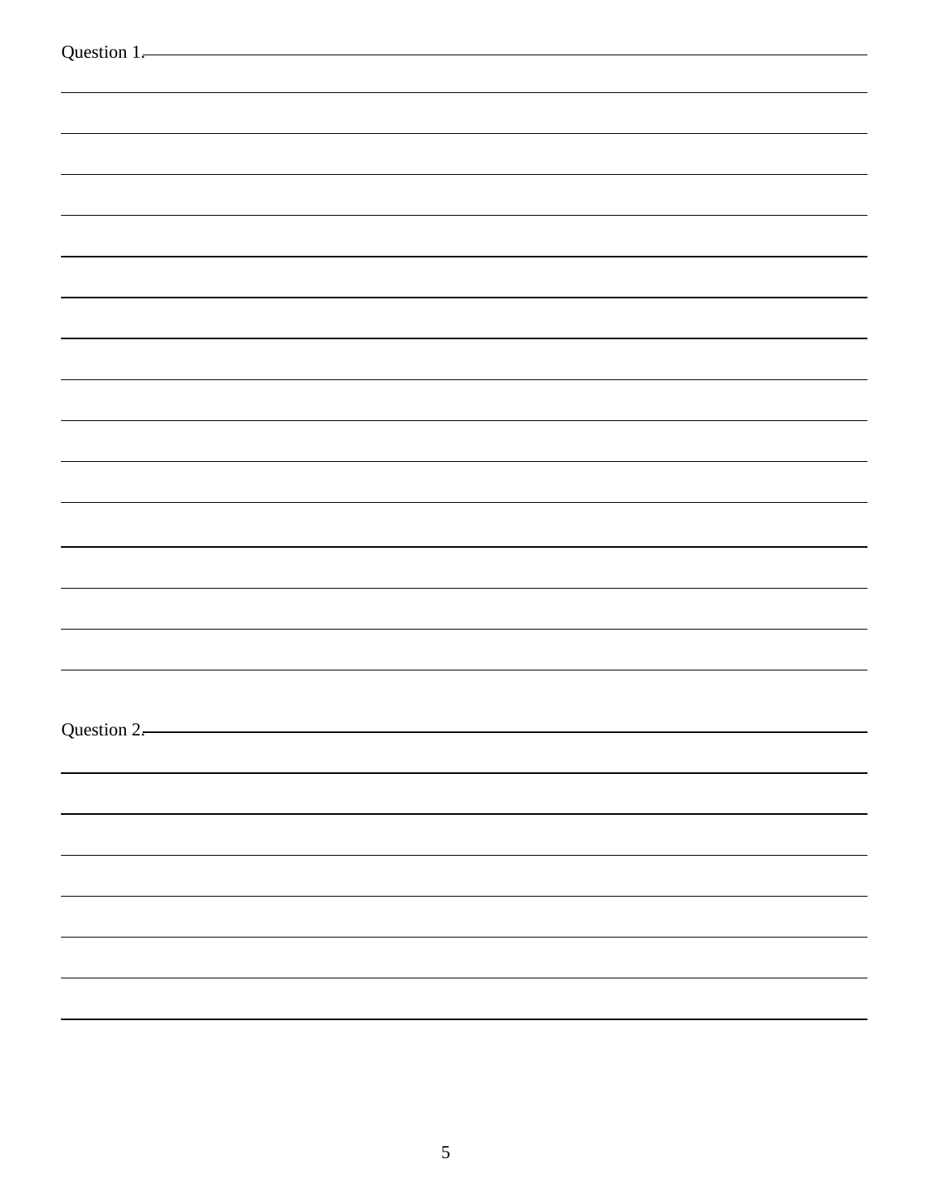Question 1.

Question 2.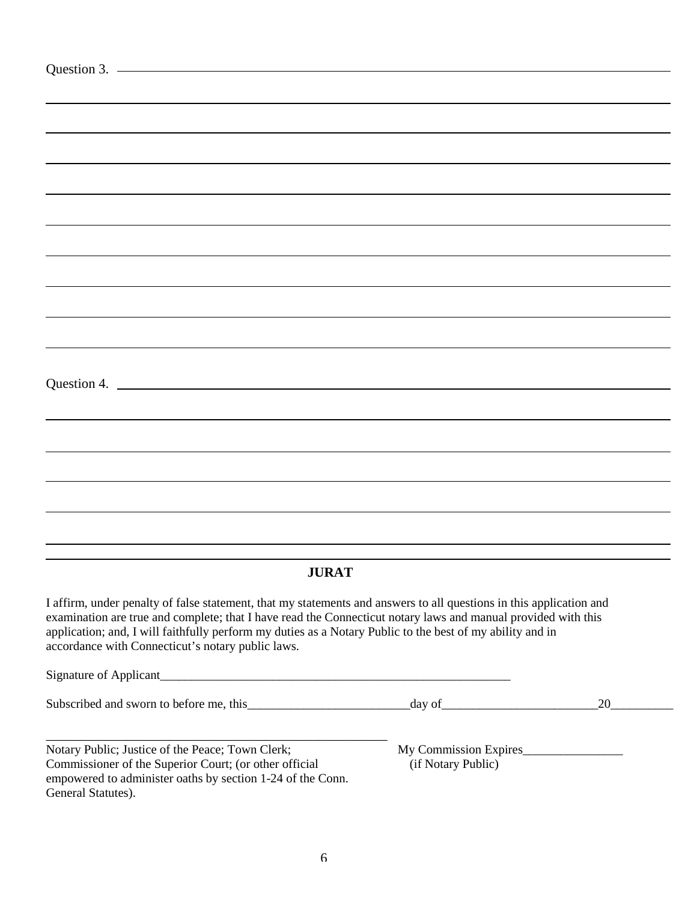Question 3. \_\_\_\_\_\_\_\_\_\_\_\_\_\_\_\_\_\_\_\_\_\_\_\_\_\_\_\_\_\_\_\_\_\_\_\_\_\_\_\_\_\_\_\_\_\_\_\_\_\_\_\_\_\_\_\_\_\_\_\_\_\_\_\_\_\_\_\_\_\_\_\_\_\_\_\_

Question 4. \_\_\_\_\_\_\_\_\_\_\_\_\_\_\_\_\_\_\_\_\_\_\_\_\_\_\_\_\_\_\_\_\_\_\_\_\_\_\_\_\_\_\_\_\_\_\_\_\_\_\_\_\_\_\_\_\_\_\_\_\_\_\_\_\_\_\_\_\_\_\_\_\_\_\_\_

## JURAT

I affirm, under penalty of false statement, that my statements and answers to all questions in this application and examination are true and complete; that I have read the Connecticut notary laws and manual provided with this application; and, I will faithfully perform my duties as a Notary Public to the best of my ability and in accordance with Connecticut's notary public laws.

Signature of Applicant\_\_\_\_\_\_\_\_\_\_\_\_\_\_\_\_\_\_\_\_\_\_\_\_\_\_\_\_\_\_\_\_\_\_\_\_\_\_\_\_\_\_\_\_\_\_\_\_\_\_\_\_\_\_\_\_

Subscribed and sworn to before me, this\_\_\_\_\_\_\_\_\_\_\_\_\_\_\_\_\_\_\_\_\_\_\_\_\_\_day of\_\_\_\_\_\_\_\_\_\_\_\_\_\_\_\_\_\_\_\_\_\_\_\_\_20\_\_\_\_\_\_\_\_\_\_

\_\_\_\_\_\_\_\_\_\_\_\_\_\_\_\_\_\_\_\_\_\_\_\_\_\_\_\_\_\_\_\_\_\_\_\_\_\_\_\_\_\_\_\_\_\_\_\_\_\_\_\_\_\_\_\_

Notary Public; Justice of the Peace; Town Clerk; Commissioner of the Superior Court; (or other official empowered to administer oaths by section 1-24 of the Conn. General Statutes).

My Commission Expires\_\_\_\_\_\_\_\_\_\_\_\_\_\_\_\_
(if Notary Public)